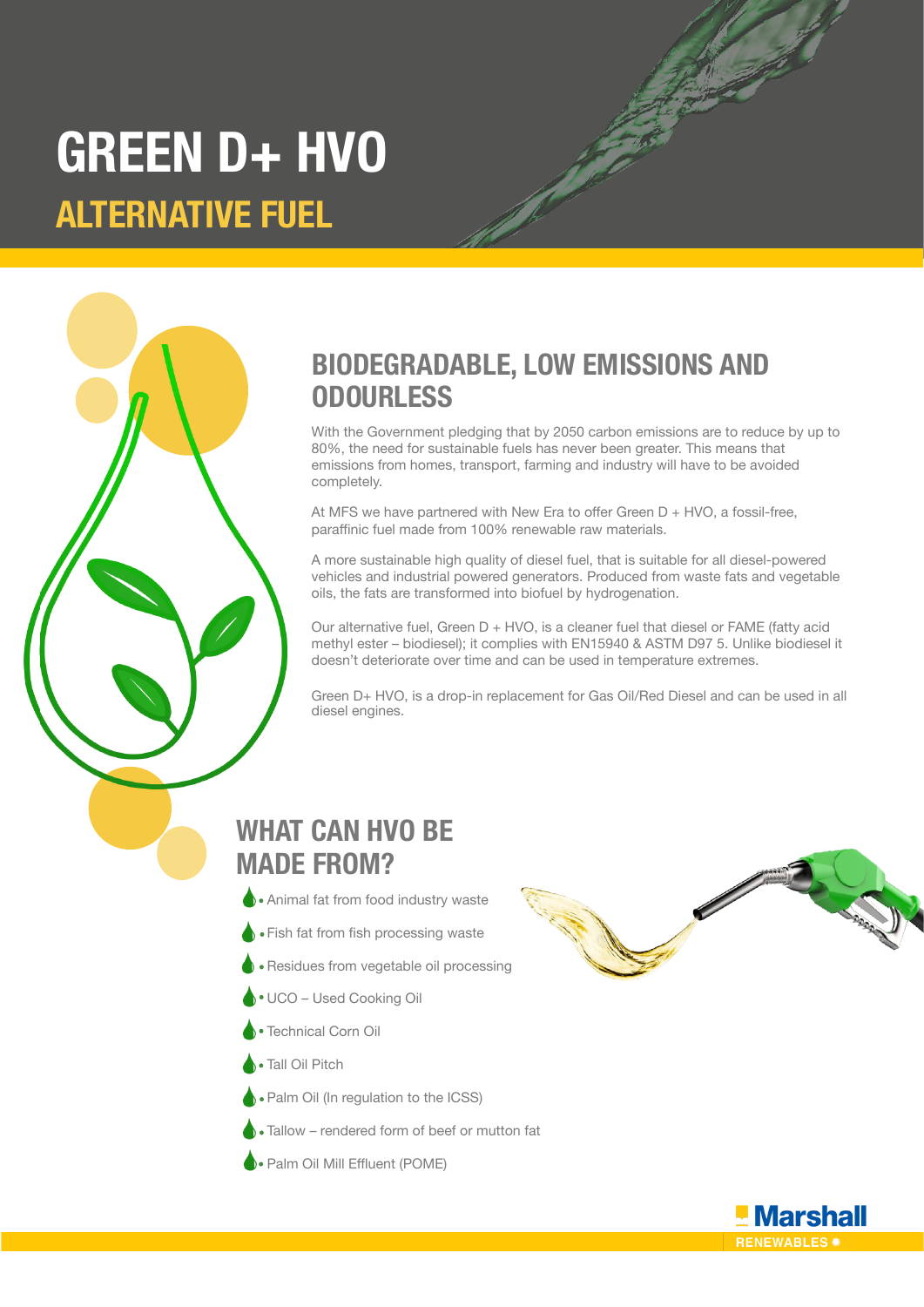# GREEN D+ HVO

## ALTERNATIVE FUEL

## BIODEGRADABLE, LOW EMISSIONS AND ODOURLESS

With the Government pledging that by 2050 carbon emissions are to reduce by up to 80%, the need for sustainable fuels has never been greater. This means that emissions from homes, transport, farming and industry will have to be avoided completely.

At MFS we have partnered with New Era to offer Green D + HVO, a fossil-free, paraffinic fuel made from 100% renewable raw materials.

A more sustainable high quality of diesel fuel, that is suitable for all diesel-powered vehicles and industrial powered generators. Produced from waste fats and vegetable oils, the fats are transformed into biofuel by hydrogenation.

Our alternative fuel, Green D + HVO, is a cleaner fuel that diesel or FAME (fatty acid methyl ester – biodiesel); it complies with EN15940 & ASTM D97 5. Unlike biodiesel it doesn't deteriorate over time and can be used in temperature extremes.

Green D+ HVO, is a drop-in replacement for Gas Oil/Red Diesel and can be used in all diesel engines.

## WHAT CAN HVO BE MADE FROM?

- Animal fat from food industry waste
- Fish fat from fish processing waste
- Residues from vegetable oil processing
- UCO – Used Cooking Oil
- Technical Corn Oil
- Tall Oil Pitch
- Palm Oil (In regulation to the ICSS)
- Tallow – rendered form of beef or mutton fat
- Palm Oil Mill Effluent (POME)

Marshall RENEWABLES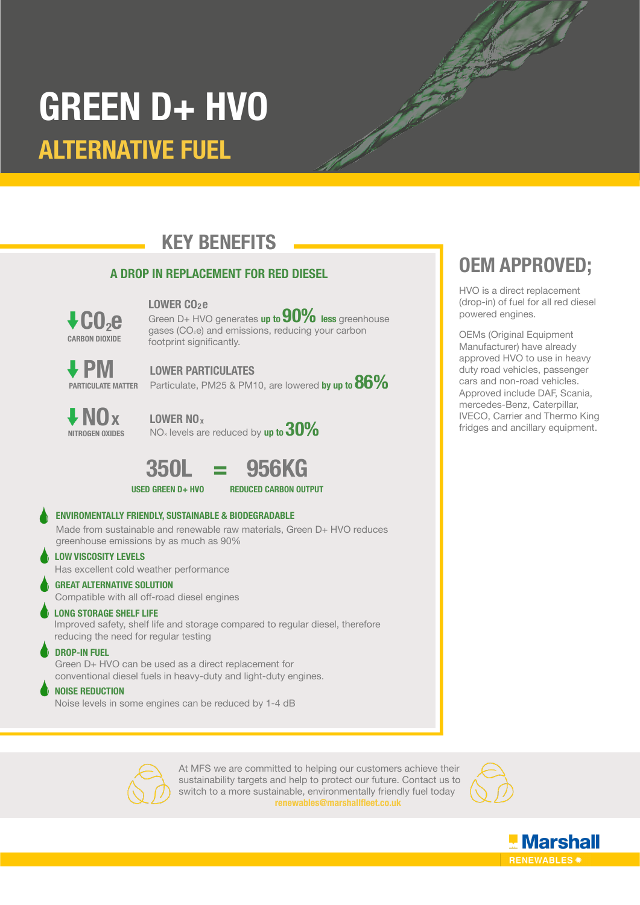# GREEN D+ HVO

## ALTERNATIVE FUEL

## KEY BENEFITS

### A DROP IN REPLACEMENT FOR RED DIESEL

**$CO_2e$**
CARBON DIOXIDE

**LOWER $CO_2e$**
Green D+ HVO generates **up to 90% less** greenhouse gases ($CO_2e$) and emissions, reducing your carbon footprint significantly.

**PM**
PARTICULATE MATTER

**LOWER PARTICULATES**
Particulate, PM25 & PM10, are lowered **by up to 86%**

**$NO_x$**
NITROGEN OXIDES

**LOWER $NO_x$**
$NO_x$ levels are reduced by **up to 30%**

**350L = 956KG**

USED GREEN D+ HVO = REDUCED CARBON OUTPUT

**ENVIRONMENTALLY FRIENDLY, SUSTAINABLE & BIODEGRADABLE**
Made from sustainable and renewable raw materials, Green D+ HVO reduces greenhouse emissions by as much as 90%

**LOW VISCOSITY LEVELS**
Has excellent cold weather performance

**GREAT ALTERNATIVE SOLUTION**
Compatible with all off-road diesel engines

**LONG STORAGE SHELF LIFE**
Improved safety, shelf life and storage compared to regular diesel, therefore reducing the need for regular testing

**DROP-IN FUEL**
Green D+ HVO can be used as a direct replacement for conventional diesel fuels in heavy-duty and light-duty engines.

**NOISE REDUCTION**
Noise levels in some engines can be reduced by 1-4 dB

## OEM APPROVED;

HVO is a direct replacement (drop-in) of fuel for all red diesel powered engines.

OEMs (Original Equipment Manufacturer) have already approved HVO to use in heavy duty road vehicles, passenger cars and non-road vehicles. Approved include DAF, Scania, mercedes-Benz, Caterpillar, IVECO, Carrier and Thermo King fridges and ancillary equipment.

At MFS we are committed to helping our customers achieve their sustainability targets and help to protect our future. Contact us to switch to a more sustainable, environmentally friendly fuel today
renewables@marshallfleet.co.uk

Marshall RENEWABLES